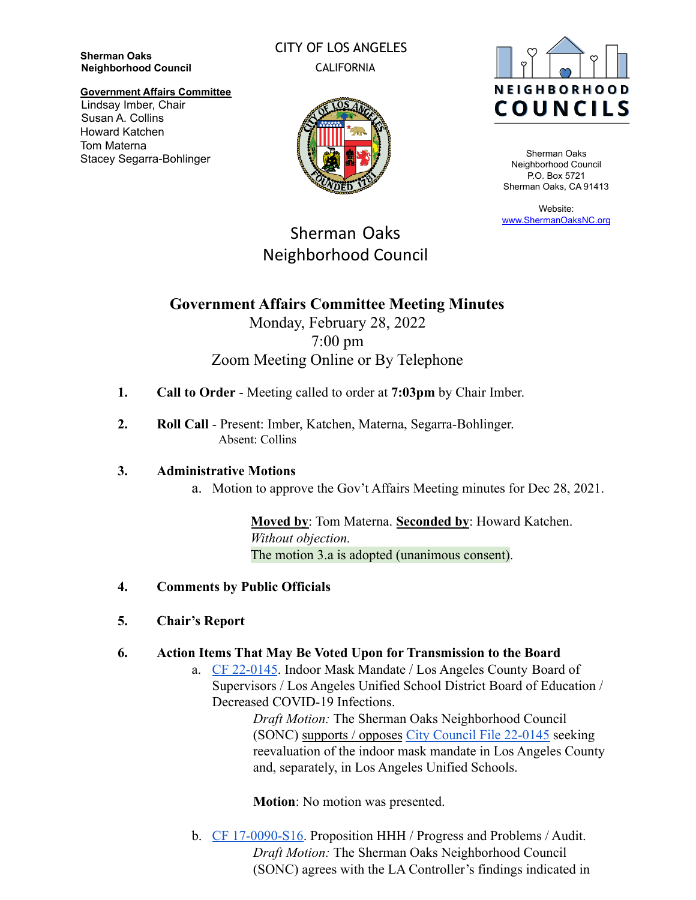**Sherman Oaks Neighborhood Council**

**Government Affairs Committee**
Lindsay Imber, Chair
Susan A. Collins
Howard Katchen
Tom Materna
Stacey Segarra-Bohlinger

CITY OF LOS ANGELES
CALIFORNIA

NEIGHBORHOOD COUNCILS

Sherman Oaks
Neighborhood Council
P.O. Box 5721
Sherman Oaks, CA 91413

Website:
www.ShermanOaksNC.org

# Sherman Oaks Neighborhood Council

## Government Affairs Committee Meeting Minutes

Monday, February 28, 2022
7:00 pm
Zoom Meeting Online or By Telephone

1. **Call to Order** - Meeting called to order at **7:03pm** by Chair Imber.

2. **Roll Call** - Present: Imber, Katchen, Materna, Segarra-Bohlinger.
   Absent: Collins

3. **Administrative Motions**
   a. Motion to approve the Gov't Affairs Meeting minutes for Dec 28, 2021.

      **Moved by**: Tom Materna. **Seconded by**: Howard Katchen.
      *Without objection.*
      The motion 3.a is adopted (unanimous consent).

4. **Comments by Public Officials**

5. **Chair's Report**

6. **Action Items That May Be Voted Upon for Transmission to the Board**
   a. CF 22-0145. Indoor Mask Mandate / Los Angeles County Board of Supervisors / Los Angeles Unified School District Board of Education / Decreased COVID-19 Infections.

      *Draft Motion:* The Sherman Oaks Neighborhood Council (SONC) supports / opposes City Council File 22-0145 seeking reevaluation of the indoor mask mandate in Los Angeles County and, separately, in Los Angeles Unified Schools.

      **Motion**: No motion was presented.

   b. CF 17-0090-S16. Proposition HHH / Progress and Problems / Audit.

      *Draft Motion:* The Sherman Oaks Neighborhood Council (SONC) agrees with the LA Controller's findings indicated in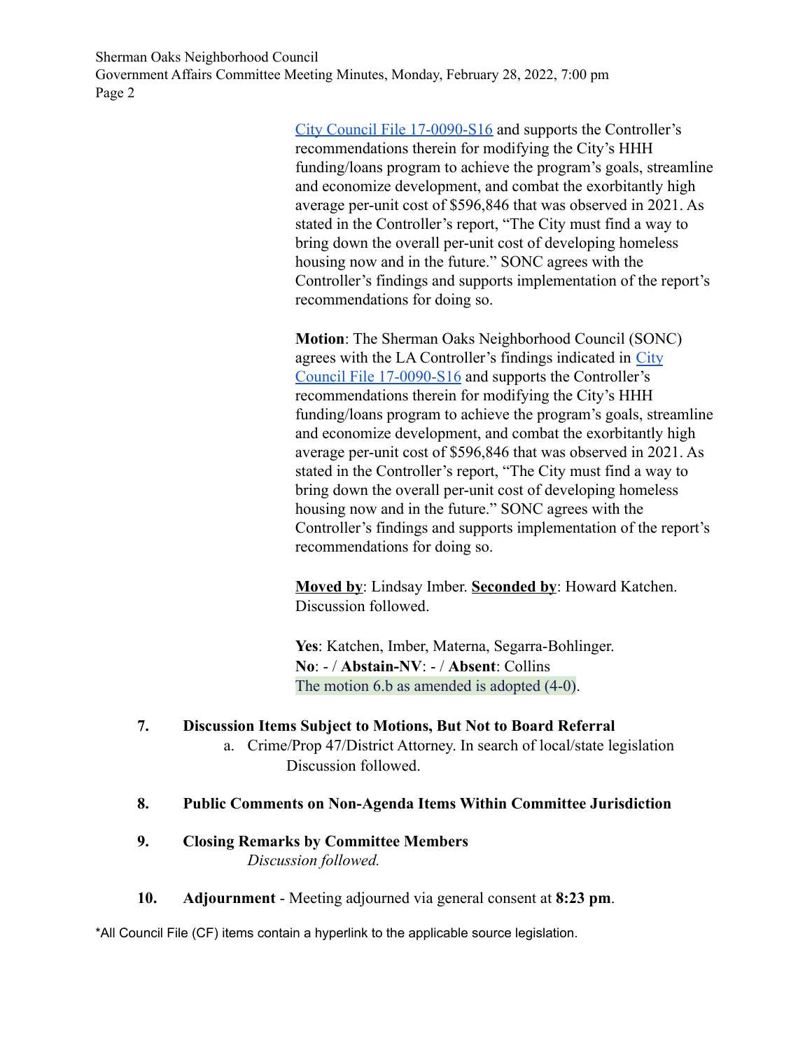City Council File 17-0090-S16 and supports the Controller's recommendations therein for modifying the City's HHH funding/loans program to achieve the program's goals, streamline and economize development, and combat the exorbitantly high average per-unit cost of $596,846 that was observed in 2021. As stated in the Controller's report, "The City must find a way to bring down the overall per-unit cost of developing homeless housing now and in the future." SONC agrees with the Controller's findings and supports implementation of the report's recommendations for doing so.

**Motion**: The Sherman Oaks Neighborhood Council (SONC) agrees with the LA Controller's findings indicated in City Council File 17-0090-S16 and supports the Controller's recommendations therein for modifying the City's HHH funding/loans program to achieve the program's goals, streamline and economize development, and combat the exorbitantly high average per-unit cost of $596,846 that was observed in 2021. As stated in the Controller's report, "The City must find a way to bring down the overall per-unit cost of developing homeless housing now and in the future." SONC agrees with the Controller's findings and supports implementation of the report's recommendations for doing so.

**Moved by**: Lindsay Imber. **Seconded by**: Howard Katchen. Discussion followed.

**Yes**: Katchen, Imber, Materna, Segarra-Bohlinger.
**No**: - / **Abstain-NV**: - / **Absent**: Collins
The motion 6.b as amended is adopted (4-0).

**7. Discussion Items Subject to Motions, But Not to Board Referral**

a. Crime/Prop 47/District Attorney. In search of local/state legislation
Discussion followed.

**8. Public Comments on Non-Agenda Items Within Committee Jurisdiction**

**9. Closing Remarks by Committee Members**

*Discussion followed.*

**10. Adjournment** - Meeting adjourned via general consent at **8:23 pm**.

*All Council File (CF) items contain a hyperlink to the applicable source legislation.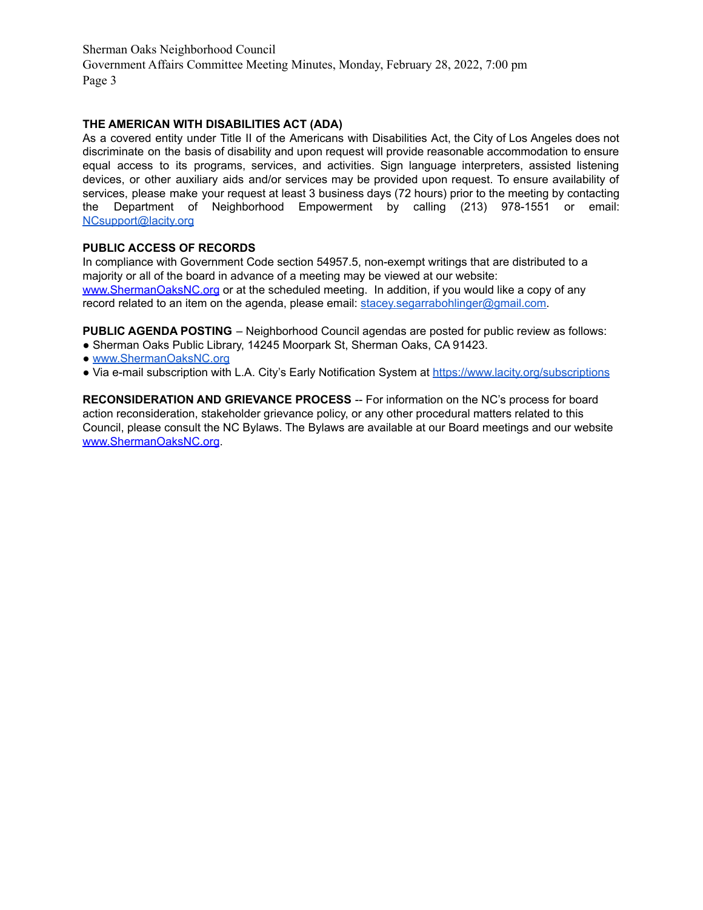**THE AMERICAN WITH DISABILITIES ACT (ADA)**

As a covered entity under Title II of the Americans with Disabilities Act, the City of Los Angeles does not discriminate on the basis of disability and upon request will provide reasonable accommodation to ensure equal access to its programs, services, and activities. Sign language interpreters, assisted listening devices, or other auxiliary aids and/or services may be provided upon request. To ensure availability of services, please make your request at least 3 business days (72 hours) prior to the meeting by contacting the Department of Neighborhood Empowerment by calling (213) 978-1551 or email: NCsupport@lacity.org

**PUBLIC ACCESS OF RECORDS**

In compliance with Government Code section 54957.5, non-exempt writings that are distributed to a majority or all of the board in advance of a meeting may be viewed at our website: www.ShermanOaksNC.org or at the scheduled meeting. In addition, if you would like a copy of any record related to an item on the agenda, please email: stacey.segarrabohlinger@gmail.com.

**PUBLIC AGENDA POSTING** – Neighborhood Council agendas are posted for public review as follows:

- Sherman Oaks Public Library, 14245 Moorpark St, Sherman Oaks, CA 91423.
- www.ShermanOaksNC.org
- Via e-mail subscription with L.A. City's Early Notification System at https://www.lacity.org/subscriptions

**RECONSIDERATION AND GRIEVANCE PROCESS** -- For information on the NC's process for board action reconsideration, stakeholder grievance policy, or any other procedural matters related to this Council, please consult the NC Bylaws. The Bylaws are available at our Board meetings and our website www.ShermanOaksNC.org.